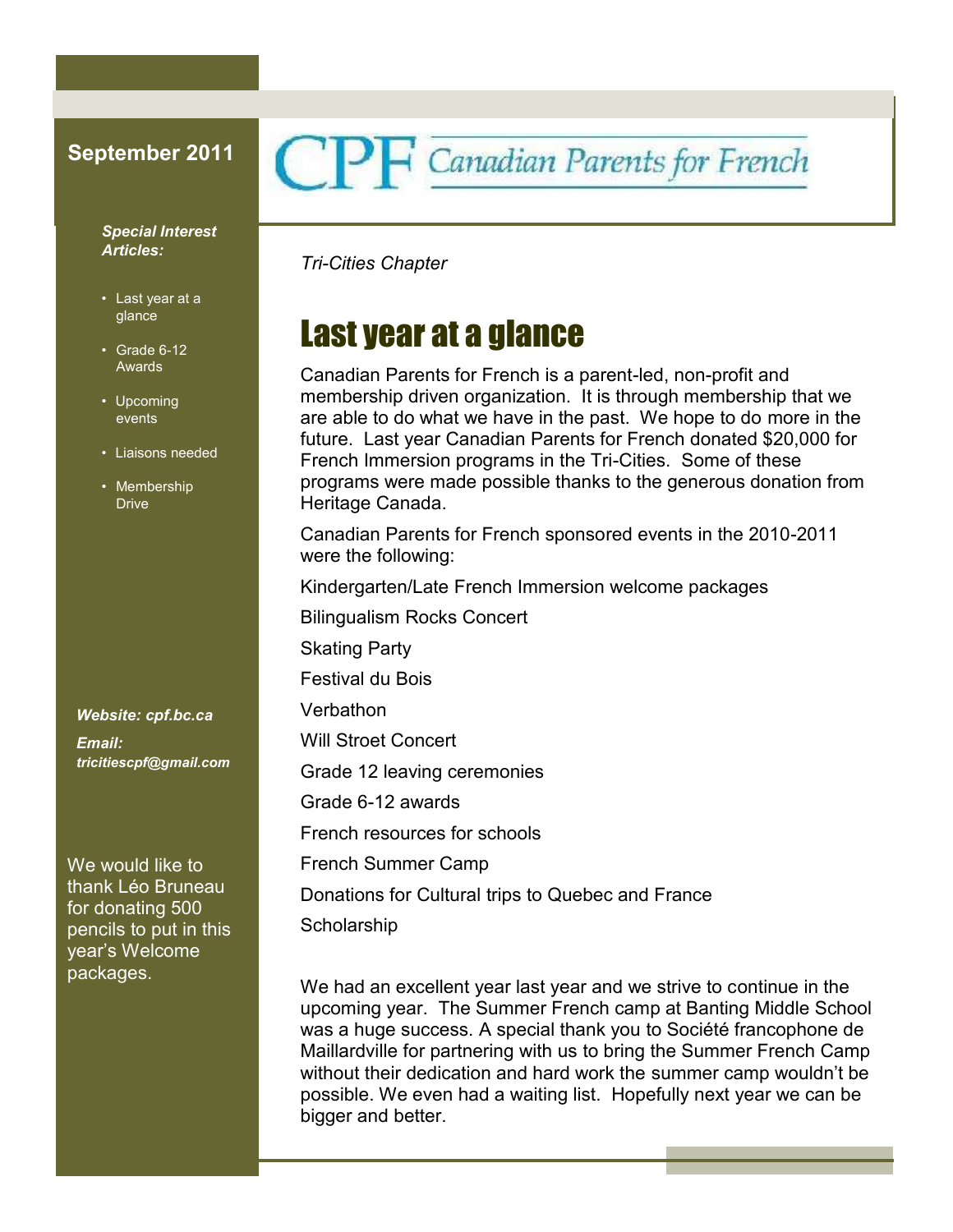**September 2011**

# CPF Canadian Parents for French

*Tri-Cities Chapter*

***Special Interest Articles:***

- Last year at a glance
- Grade 6-12 Awards
- Upcoming events
- Liaisons needed
- Membership Drive

***Website: cpf.bc.ca***

***Email: tricitiescpf@gmail.com***

We would like to thank Léo Bruneau for donating 500 pencils to put in this year's Welcome packages.

## Last year at a glance

Canadian Parents for French is a parent-led, non-profit and membership driven organization. It is through membership that we are able to do what we have in the past. We hope to do more in the future. Last year Canadian Parents for French donated $20,000 for French Immersion programs in the Tri-Cities. Some of these programs were made possible thanks to the generous donation from Heritage Canada.

Canadian Parents for French sponsored events in the 2010-2011 were the following:

Kindergarten/Late French Immersion welcome packages

Bilingualism Rocks Concert

Skating Party

Festival du Bois

Verbathon

Will Stroet Concert

Grade 12 leaving ceremonies

Grade 6-12 awards

French resources for schools

French Summer Camp

Donations for Cultural trips to Quebec and France

Scholarship

We had an excellent year last year and we strive to continue in the upcoming year. The Summer French camp at Banting Middle School was a huge success. A special thank you to Société francophone de Maillardville for partnering with us to bring the Summer French Camp without their dedication and hard work the summer camp wouldn't be possible. We even had a waiting list. Hopefully next year we can be bigger and better.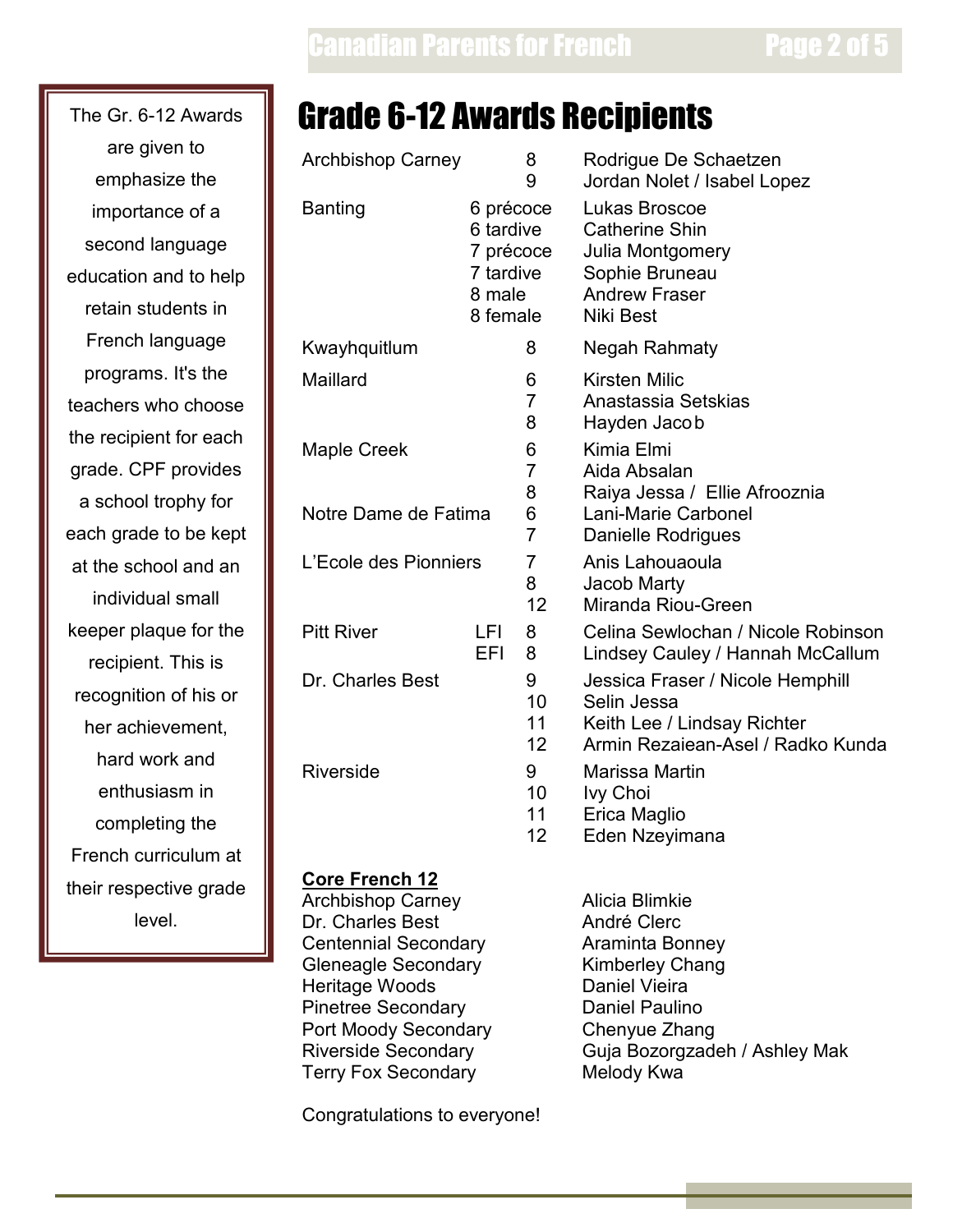The Gr. 6-12 Awards are given to emphasize the importance of a second language education and to help retain students in French language programs. It's the teachers who choose the recipient for each grade. CPF provides a school trophy for each grade to be kept at the school and an individual small keeper plaque for the recipient. This is recognition of his or her achievement, hard work and enthusiasm in completing the French curriculum at their respective grade level.

# Grade 6-12 Awards Recipients

| School | Grade | Recipient |
|---|---|---|
| Archbishop Carney | 8 | Rodrigue De Schaetzen |
| | 9 | Jordan Nolet / Isabel Lopez |
| Banting | 6 précoce | Lukas Broscoe |
| | 6 tardive | Catherine Shin |
| | 7 précoce | Julia Montgomery |
| | 7 tardive | Sophie Bruneau |
| | 8 male | Andrew Fraser |
| | 8 female | Niki Best |
| Kwayhquitlum | 8 | Negah Rahmaty |
| Maillard | 6 | Kirsten Milic |
| | 7 | Anastassia Setskias |
| | 8 | Hayden Jacob |
| Maple Creek | 6 | Kimia Elmi |
| | 7 | Aida Absalan |
| | 8 | Raiya Jessa / Ellie Afrooznia |
| Notre Dame de Fatima | 6 | Lani-Marie Carbonel |
| | 7 | Danielle Rodrigues |
| L'Ecole des Pionniers | 7 | Anis Lahouaoula |
| | 8 | Jacob Marty |
| | 12 | Miranda Riou-Green |
| Pitt River | LFI 8 | Celina Sewlochan / Nicole Robinson |
| | EFI 8 | Lindsey Cauley / Hannah McCallum |
| Dr. Charles Best | 9 | Jessica Fraser / Nicole Hemphill |
| | 10 | Selin Jessa |
| | 11 | Keith Lee / Lindsay Richter |
| | 12 | Armin Rezaiean-Asel / Radko Kunda |
| Riverside | 9 | Marissa Martin |
| | 10 | Ivy Choi |
| | 11 | Erica Maglio |
| | 12 | Eden Nzeyimana |

**Core French 12**

| School | Recipient |
|---|---|
| Archbishop Carney | Alicia Blimkie |
| Dr. Charles Best | André Clerc |
| Centennial Secondary | Araminta Bonney |
| Gleneagle Secondary | Kimberley Chang |
| Heritage Woods | Daniel Vieira |
| Pinetree Secondary | Daniel Paulino |
| Port Moody Secondary | Chenyue Zhang |
| Riverside Secondary | Guja Bozorgzadeh / Ashley Mak |
| Terry Fox Secondary | Melody Kwa |

Congratulations to everyone!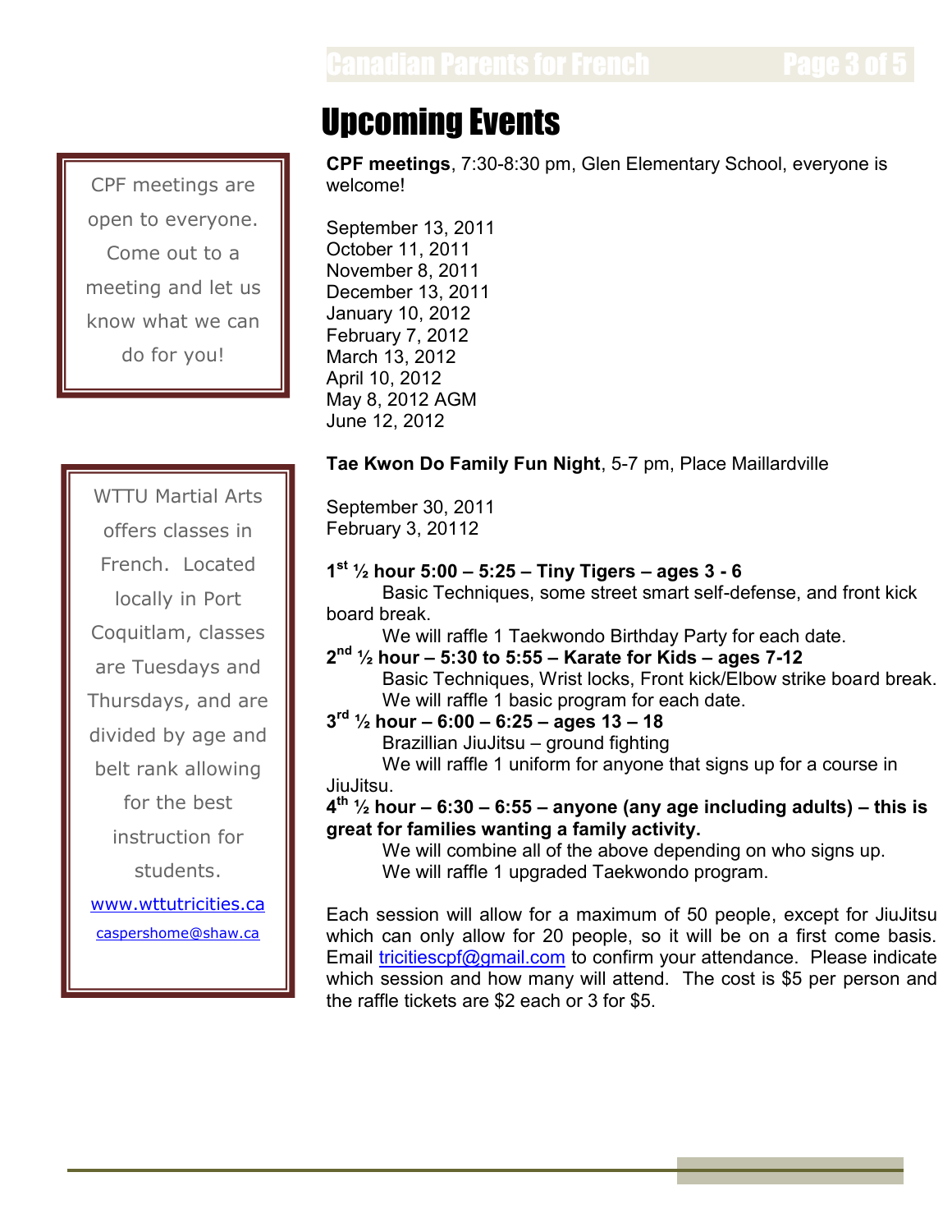# Upcoming Events

CPF meetings are open to everyone. Come out to a meeting and let us know what we can do for you!

**CPF meetings**, 7:30-8:30 pm, Glen Elementary School, everyone is welcome!

September 13, 2011
October 11, 2011
November 8, 2011
December 13, 2011
January 10, 2012
February 7, 2012
March 13, 2012
April 10, 2012
May 8, 2012 AGM
June 12, 2012

**Tae Kwon Do Family Fun Night**, 5-7 pm, Place Maillardville

September 30, 2011
February 3, 20112

**1st ½ hour 5:00 – 5:25 – Tiny Tigers – ages 3 - 6**
Basic Techniques, some street smart self-defense, and front kick board break.
We will raffle 1 Taekwondo Birthday Party for each date.

**2nd ½ hour – 5:30 to 5:55 – Karate for Kids – ages 7-12**
Basic Techniques, Wrist locks, Front kick/Elbow strike board break.
We will raffle 1 basic program for each date.

**3rd ½ hour – 6:00 – 6:25 – ages 13 – 18**
Brazillian JiuJitsu – ground fighting
We will raffle 1 uniform for anyone that signs up for a course in JiuJitsu.

**4th ½ hour – 6:30 – 6:55 – anyone (any age including adults) – this is great for families wanting a family activity.**
We will combine all of the above depending on who signs up.
We will raffle 1 upgraded Taekwondo program.

Each session will allow for a maximum of 50 people, except for JiuJitsu which can only allow for 20 people, so it will be on a first come basis. Email tricitiescpf@gmail.com to confirm your attendance. Please indicate which session and how many will attend. The cost is $5 per person and the raffle tickets are $2 each or 3 for $5.

WTTU Martial Arts offers classes in French. Located locally in Port Coquitlam, classes are Tuesdays and Thursdays, and are divided by age and belt rank allowing for the best instruction for students.

www.wttutricities.ca

caspershome@shaw.ca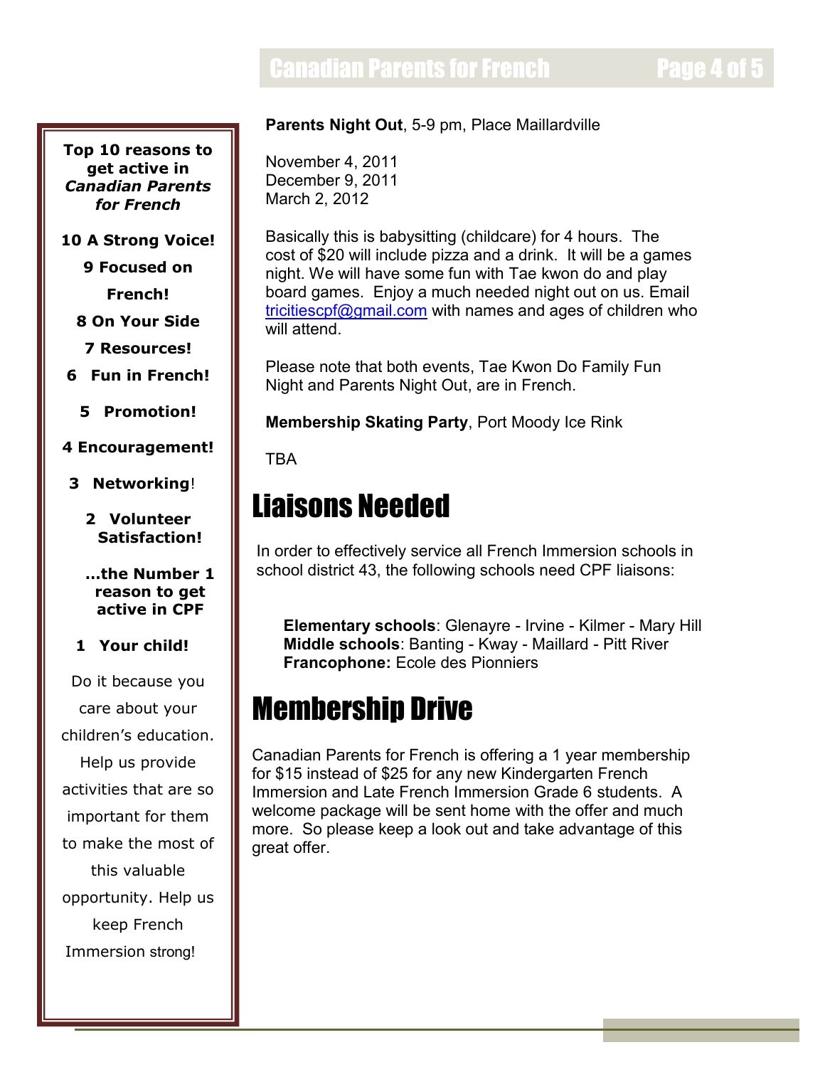**Top 10 reasons to get active in *Canadian Parents for French***

**10 A Strong Voice!**

**9 Focused on French!**

**8 On Your Side**

**7 Resources!**

**6 Fun in French!**

**5 Promotion!**

**4 Encouragement!**

**3 Networking!**

**2 Volunteer Satisfaction!**

**…the Number 1 reason to get active in CPF**

**1 Your child!**

Do it because you care about your children's education. Help us provide activities that are so important for them to make the most of this valuable opportunity. Help us keep French Immersion strong!

**Parents Night Out**, 5-9 pm, Place Maillardville

November 4, 2011
December 9, 2011
March 2, 2012

Basically this is babysitting (childcare) for 4 hours. The cost of $20 will include pizza and a drink. It will be a games night. We will have some fun with Tae kwon do and play board games. Enjoy a much needed night out on us. Email tricitiescpf@gmail.com with names and ages of children who will attend.

Please note that both events, Tae Kwon Do Family Fun Night and Parents Night Out, are in French.

**Membership Skating Party**, Port Moody Ice Rink

TBA

# Liaisons Needed

In order to effectively service all French Immersion schools in school district 43, the following schools need CPF liaisons:

**Elementary schools**: Glenayre - Irvine - Kilmer - Mary Hill
**Middle schools**: Banting - Kway - Maillard - Pitt River
**Francophone:** Ecole des Pionniers

# Membership Drive

Canadian Parents for French is offering a 1 year membership for $15 instead of $25 for any new Kindergarten French Immersion and Late French Immersion Grade 6 students. A welcome package will be sent home with the offer and much more. So please keep a look out and take advantage of this great offer.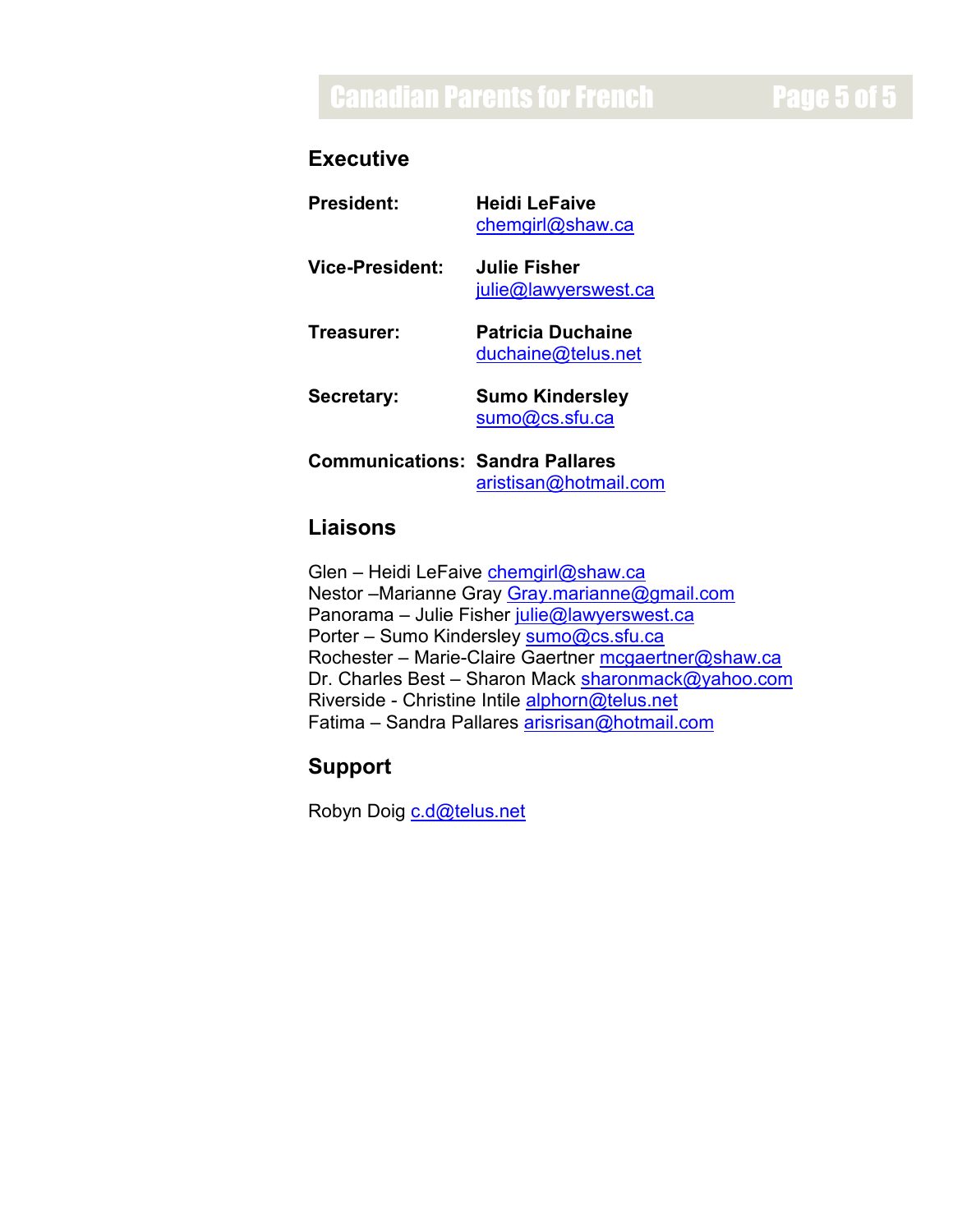## Executive

**President:** **Heidi LeFaive**
chemgirl@shaw.ca

**Vice-President:** **Julie Fisher**
julie@lawyerswest.ca

**Treasurer:** **Patricia Duchaine**
duchaine@telus.net

**Secretary:** **Sumo Kindersley**
sumo@cs.sfu.ca

**Communications:** **Sandra Pallares**
aristisan@hotmail.com

## Liaisons

Glen – Heidi LeFaive chemgirl@shaw.ca
Nestor –Marianne Gray Gray.marianne@gmail.com
Panorama – Julie Fisher julie@lawyerswest.ca
Porter – Sumo Kindersley sumo@cs.sfu.ca
Rochester – Marie-Claire Gaertner mcgaertner@shaw.ca
Dr. Charles Best – Sharon Mack sharonmack@yahoo.com
Riverside - Christine Intile alphorn@telus.net
Fatima – Sandra Pallares arisrisan@hotmail.com

## Support

Robyn Doig c.d@telus.net